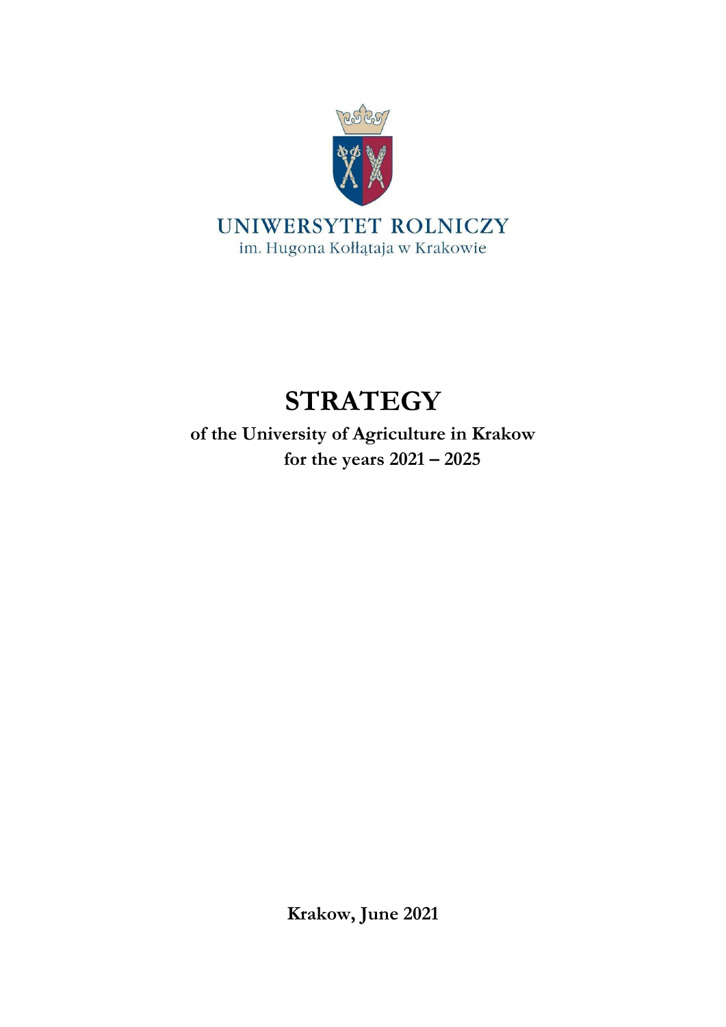UNIWERSYTET ROLNICZY
im. Hugona Kołłątaja w Krakowie

# STRATEGY

**of the University of Agriculture in Krakow for the years 2021 – 2025**

**Krakow, June 2021**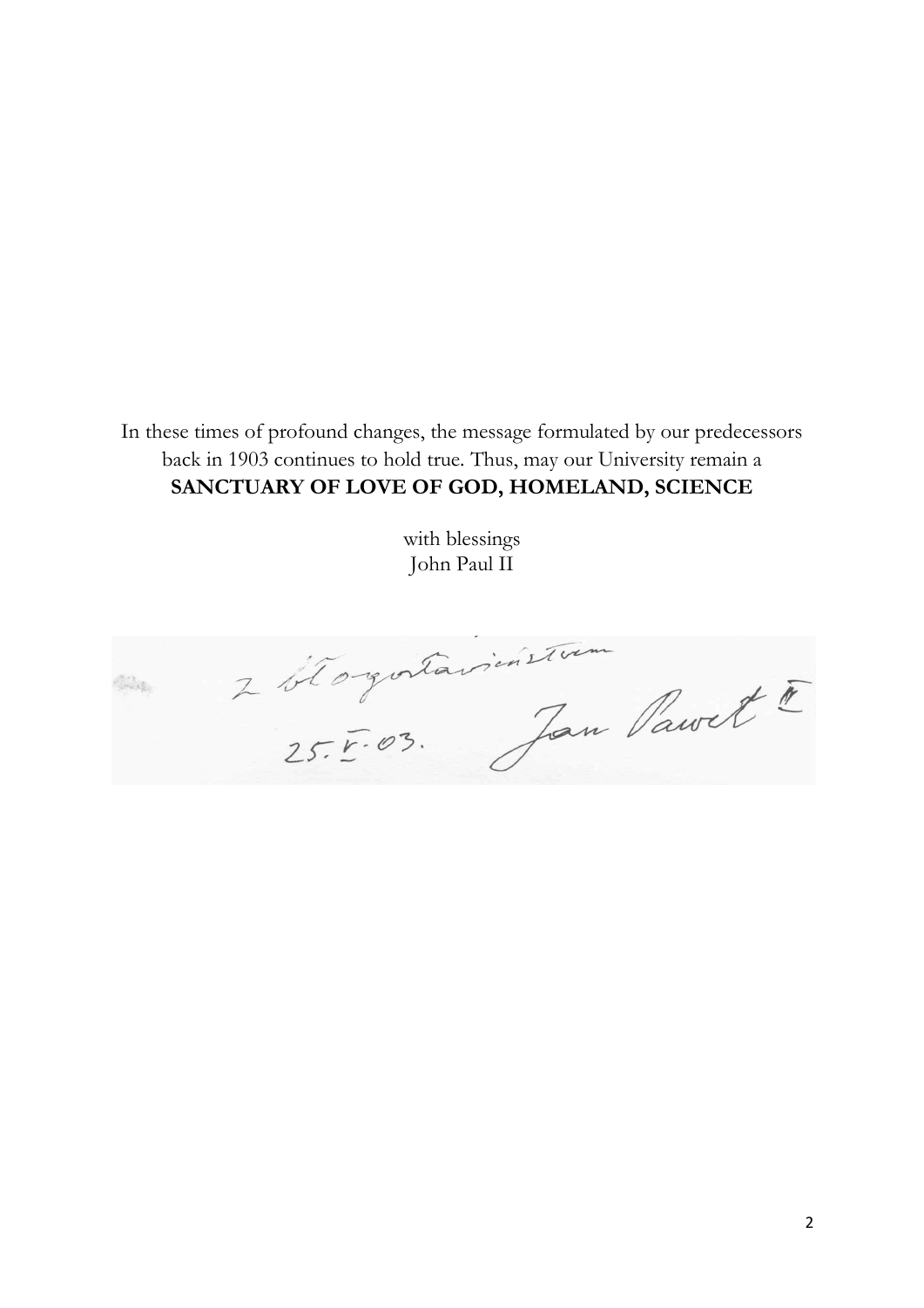In these times of profound changes, the message formulated by our predecessors back in 1903 continues to hold true. Thus, may our University remain a
**SANCTUARY OF LOVE OF GOD, HOMELAND, SCIENCE**

with blessings
John Paul II

z błogosławieństwem
25.V.03. Jan Paweł II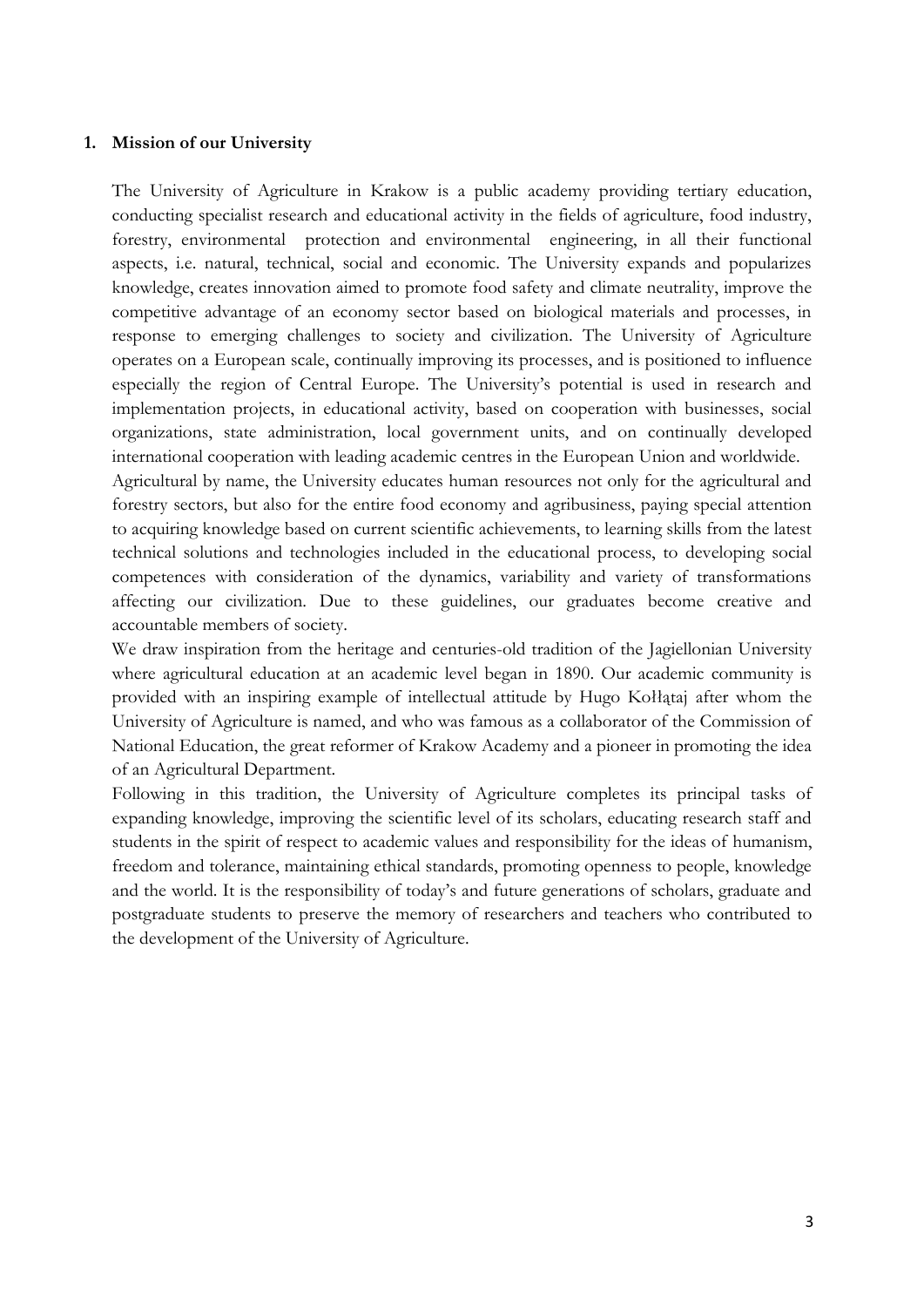## 1. Mission of our University

The University of Agriculture in Krakow is a public academy providing tertiary education, conducting specialist research and educational activity in the fields of agriculture, food industry, forestry, environmental protection and environmental engineering, in all their functional aspects, i.e. natural, technical, social and economic. The University expands and popularizes knowledge, creates innovation aimed to promote food safety and climate neutrality, improve the competitive advantage of an economy sector based on biological materials and processes, in response to emerging challenges to society and civilization. The University of Agriculture operates on a European scale, continually improving its processes, and is positioned to influence especially the region of Central Europe. The University's potential is used in research and implementation projects, in educational activity, based on cooperation with businesses, social organizations, state administration, local government units, and on continually developed international cooperation with leading academic centres in the European Union and worldwide.

Agricultural by name, the University educates human resources not only for the agricultural and forestry sectors, but also for the entire food economy and agribusiness, paying special attention to acquiring knowledge based on current scientific achievements, to learning skills from the latest technical solutions and technologies included in the educational process, to developing social competences with consideration of the dynamics, variability and variety of transformations affecting our civilization. Due to these guidelines, our graduates become creative and accountable members of society.

We draw inspiration from the heritage and centuries-old tradition of the Jagiellonian University where agricultural education at an academic level began in 1890. Our academic community is provided with an inspiring example of intellectual attitude by Hugo Kołłątaj after whom the University of Agriculture is named, and who was famous as a collaborator of the Commission of National Education, the great reformer of Krakow Academy and a pioneer in promoting the idea of an Agricultural Department.

Following in this tradition, the University of Agriculture completes its principal tasks of expanding knowledge, improving the scientific level of its scholars, educating research staff and students in the spirit of respect to academic values and responsibility for the ideas of humanism, freedom and tolerance, maintaining ethical standards, promoting openness to people, knowledge and the world. It is the responsibility of today's and future generations of scholars, graduate and postgraduate students to preserve the memory of researchers and teachers who contributed to the development of the University of Agriculture.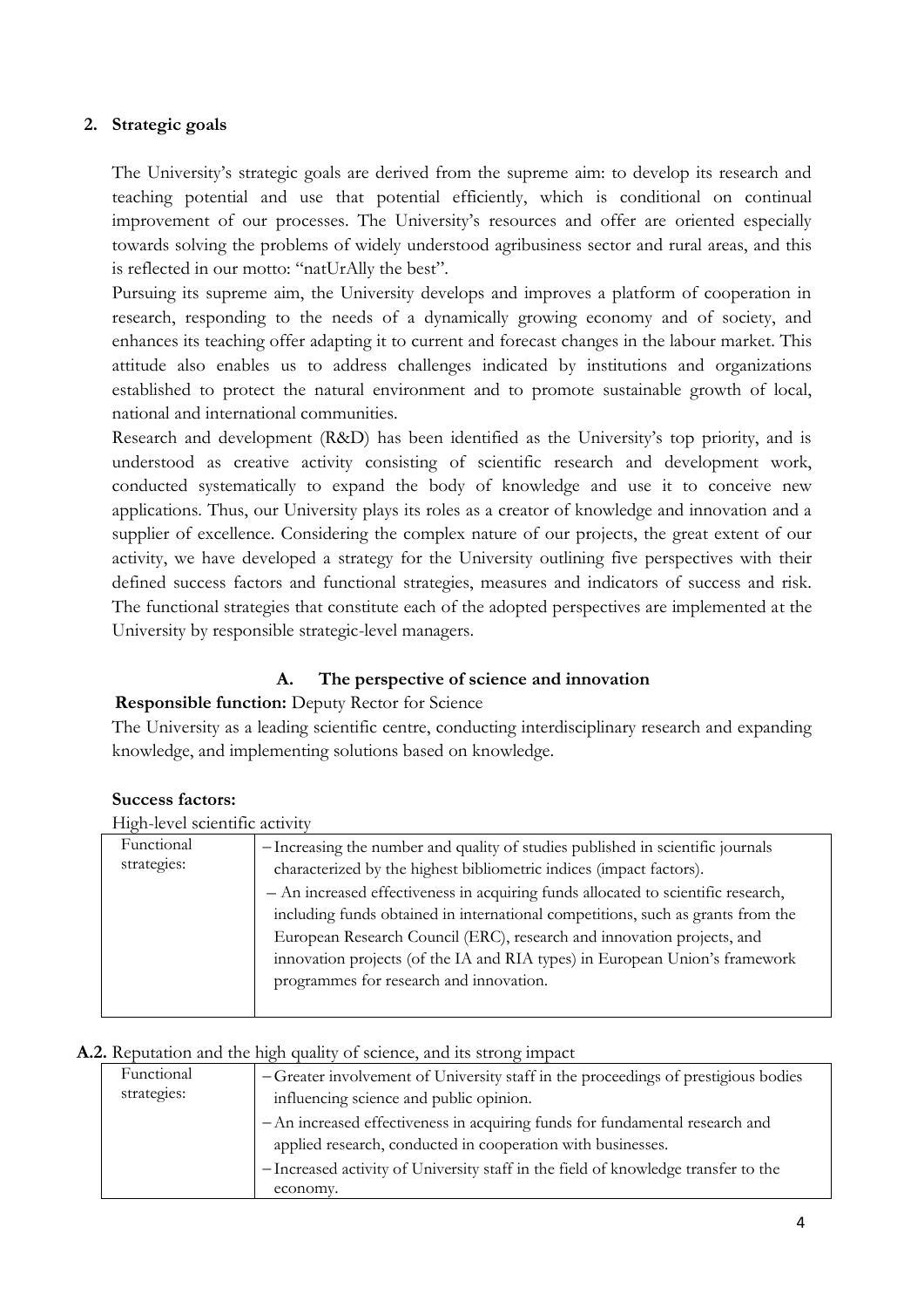## 2. Strategic goals

The University's strategic goals are derived from the supreme aim: to develop its research and teaching potential and use that potential efficiently, which is conditional on continual improvement of our processes. The University's resources and offer are oriented especially towards solving the problems of widely understood agribusiness sector and rural areas, and this is reflected in our motto: "natUrAlly the best".

Pursuing its supreme aim, the University develops and improves a platform of cooperation in research, responding to the needs of a dynamically growing economy and of society, and enhances its teaching offer adapting it to current and forecast changes in the labour market. This attitude also enables us to address challenges indicated by institutions and organizations established to protect the natural environment and to promote sustainable growth of local, national and international communities.

Research and development (R&D) has been identified as the University's top priority, and is understood as creative activity consisting of scientific research and development work, conducted systematically to expand the body of knowledge and use it to conceive new applications. Thus, our University plays its roles as a creator of knowledge and innovation and a supplier of excellence. Considering the complex nature of our projects, the great extent of our activity, we have developed a strategy for the University outlining five perspectives with their defined success factors and functional strategies, measures and indicators of success and risk. The functional strategies that constitute each of the adopted perspectives are implemented at the University by responsible strategic-level managers.

### A. The perspective of science and innovation

**Responsible function:** Deputy Rector for Science

The University as a leading scientific centre, conducting interdisciplinary research and expanding knowledge, and implementing solutions based on knowledge.

**Success factors:**

High-level scientific activity

| Functional strategies: | – Increasing the number and quality of studies published in scientific journals characterized by the highest bibliometric indices (impact factors).<br>– An increased effectiveness in acquiring funds allocated to scientific research, including funds obtained in international competitions, such as grants from the European Research Council (ERC), research and innovation projects, and innovation projects (of the IA and RIA types) in European Union's framework programmes for research and innovation. |
|---|---|

**A.2.** Reputation and the high quality of science, and its strong impact

| Functional strategies: | – Greater involvement of University staff in the proceedings of prestigious bodies influencing science and public opinion.<br>– An increased effectiveness in acquiring funds for fundamental research and applied research, conducted in cooperation with businesses.<br>– Increased activity of University staff in the field of knowledge transfer to the economy. |
|---|---|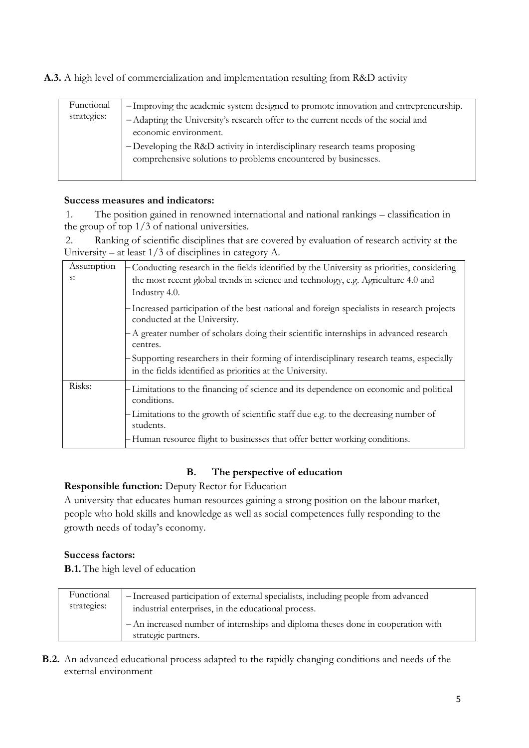**A.3.** A high level of commercialization and implementation resulting from R&D activity

| Functional strategies: | – Improving the academic system designed to promote innovation and entrepreneurship.<br>– Adapting the University's research offer to the current needs of the social and economic environment.<br>– Developing the R&D activity in interdisciplinary research teams proposing comprehensive solutions to problems encountered by businesses. |
|---|---|

**Success measures and indicators:**

1. The position gained in renowned international and national rankings – classification in the group of top 1/3 of national universities.
2. Ranking of scientific disciplines that are covered by evaluation of research activity at the University – at least 1/3 of disciplines in category A.

| Assumptions: | – Conducting research in the fields identified by the University as priorities, considering the most recent global trends in science and technology, e.g. Agriculture 4.0 and Industry 4.0.<br>– Increased participation of the best national and foreign specialists in research projects conducted at the University.<br>– A greater number of scholars doing their scientific internships in advanced research centres.<br>– Supporting researchers in their forming of interdisciplinary research teams, especially in the fields identified as priorities at the University. |
|---|---|
| Risks: | – Limitations to the financing of science and its dependence on economic and political conditions.<br>– Limitations to the growth of scientific staff due e.g. to the decreasing number of students.<br>– Human resource flight to businesses that offer better working conditions. |

## B. The perspective of education

**Responsible function:** Deputy Rector for Education

A university that educates human resources gaining a strong position on the labour market, people who hold skills and knowledge as well as social competences fully responding to the growth needs of today's economy.

**Success factors:**

**B.1.** The high level of education

| Functional strategies: | – Increased participation of external specialists, including people from advanced industrial enterprises, in the educational process.<br>– An increased number of internships and diploma theses done in cooperation with strategic partners. |
|---|---|

**B.2.** An advanced educational process adapted to the rapidly changing conditions and needs of the external environment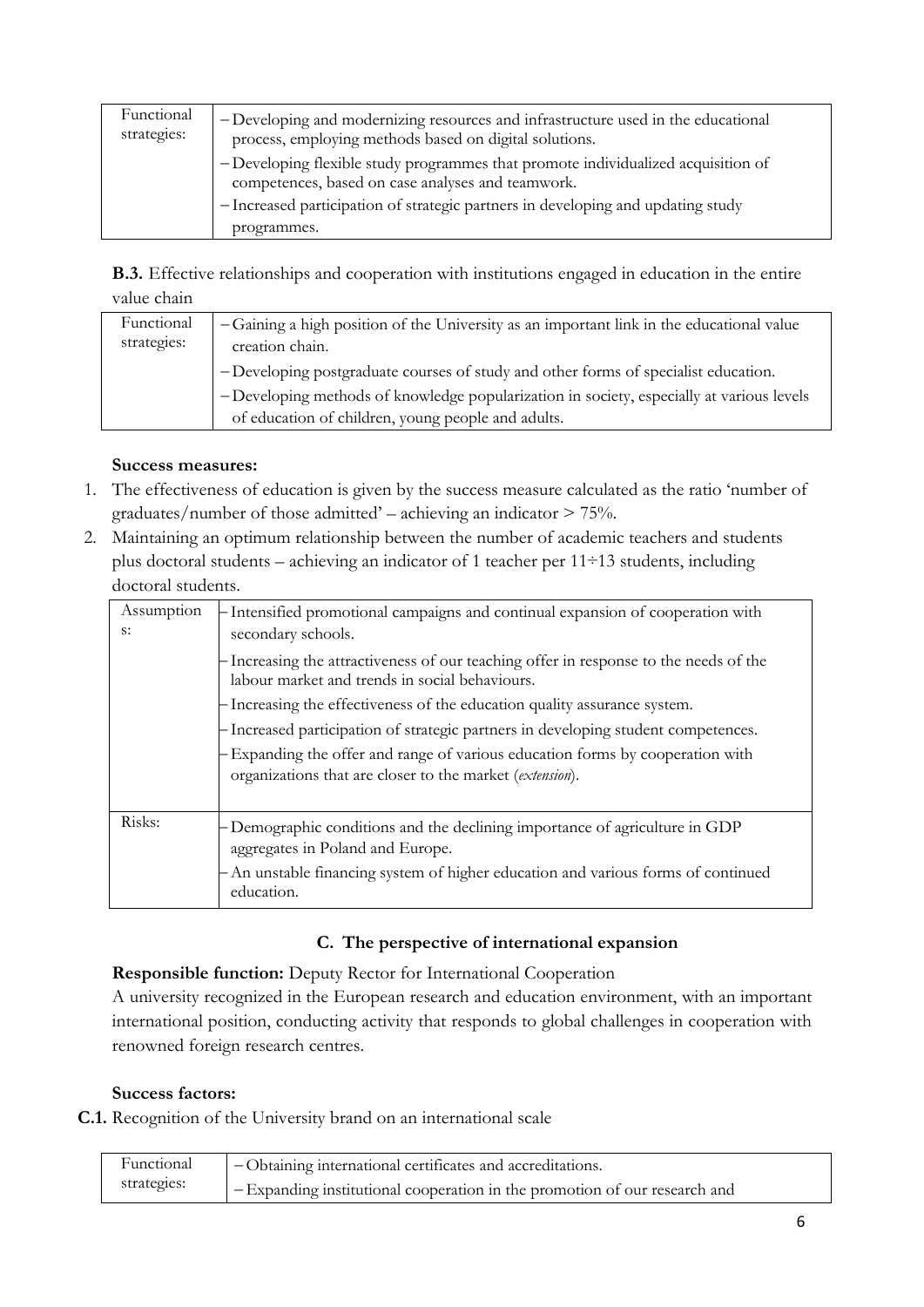| Functional strategies: | – Developing and modernizing resources and infrastructure used in the educational process, employing methods based on digital solutions.<br>– Developing flexible study programmes that promote individualized acquisition of competences, based on case analyses and teamwork.<br>– Increased participation of strategic partners in developing and updating study programmes. |
|---|---|

**B.3.** Effective relationships and cooperation with institutions engaged in education in the entire value chain

| Functional strategies: | – Gaining a high position of the University as an important link in the educational value creation chain.<br>– Developing postgraduate courses of study and other forms of specialist education.<br>– Developing methods of knowledge popularization in society, especially at various levels of education of children, young people and adults. |
|---|---|

**Success measures:**

1. The effectiveness of education is given by the success measure calculated as the ratio 'number of graduates/number of those admitted' – achieving an indicator > 75%.
2. Maintaining an optimum relationship between the number of academic teachers and students plus doctoral students – achieving an indicator of 1 teacher per 11÷13 students, including doctoral students.

| Assumptions: | – Intensified promotional campaigns and continual expansion of cooperation with secondary schools.<br>– Increasing the attractiveness of our teaching offer in response to the needs of the labour market and trends in social behaviours.<br>– Increasing the effectiveness of the education quality assurance system.<br>– Increased participation of strategic partners in developing student competences.<br>– Expanding the offer and range of various education forms by cooperation with organizations that are closer to the market (*extension*). |
|---|---|
| Risks: | – Demographic conditions and the declining importance of agriculture in GDP aggregates in Poland and Europe.<br>– An unstable financing system of higher education and various forms of continued education. |

## C. The perspective of international expansion

**Responsible function:** Deputy Rector for International Cooperation

A university recognized in the European research and education environment, with an important international position, conducting activity that responds to global challenges in cooperation with renowned foreign research centres.

**Success factors:**

**C.1.** Recognition of the University brand on an international scale

| Functional strategies: | – Obtaining international certificates and accreditations.<br>– Expanding institutional cooperation in the promotion of our research and |
|---|---|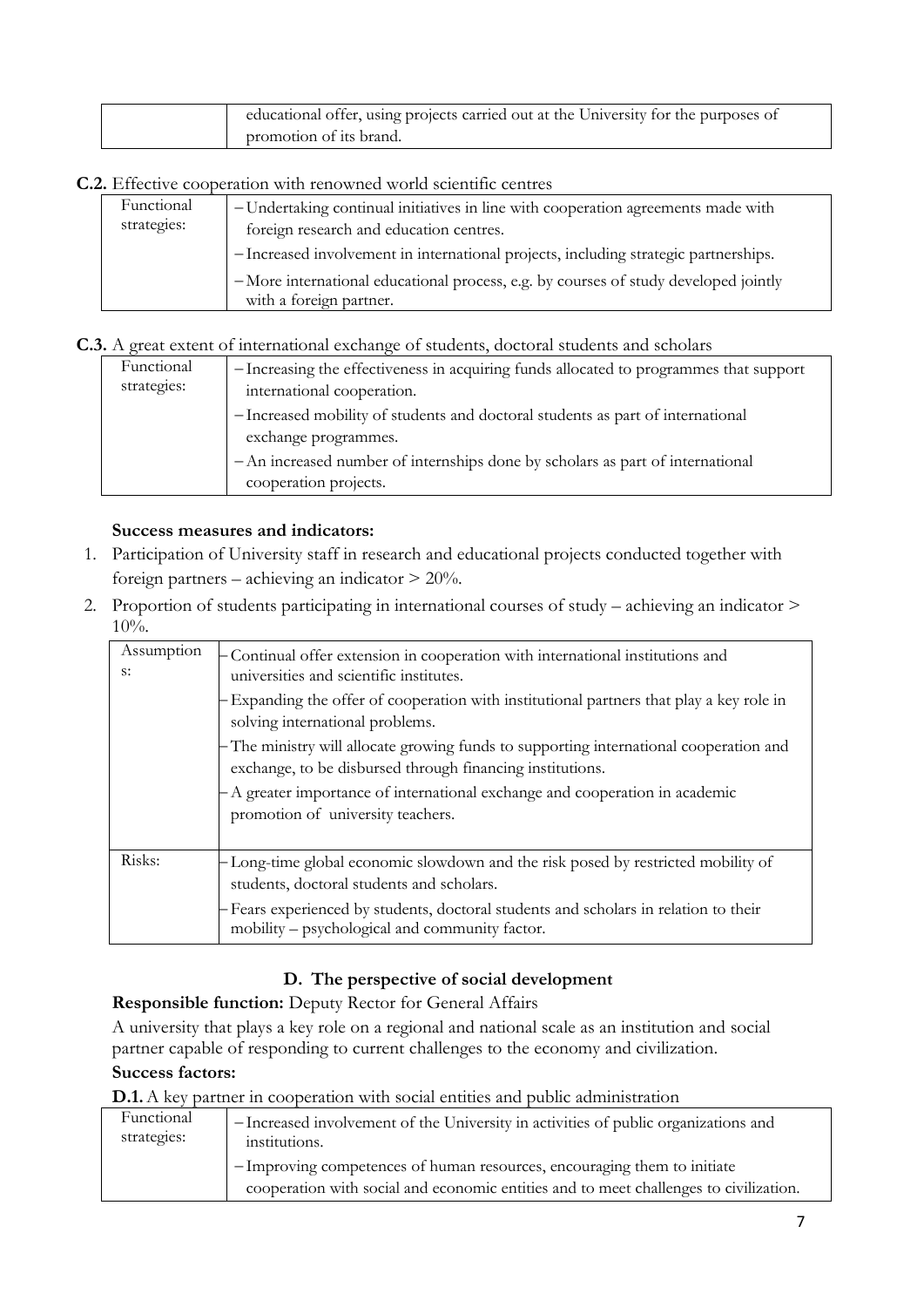| | educational offer, using projects carried out at the University for the purposes of promotion of its brand. |
|---|---|

**C.2.** Effective cooperation with renowned world scientific centres

| Functional strategies: | – Undertaking continual initiatives in line with cooperation agreements made with foreign research and education centres.<br>– Increased involvement in international projects, including strategic partnerships.<br>– More international educational process, e.g. by courses of study developed jointly with a foreign partner. |
|---|---|

**C.3.** A great extent of international exchange of students, doctoral students and scholars

| Functional strategies: | – Increasing the effectiveness in acquiring funds allocated to programmes that support international cooperation.<br>– Increased mobility of students and doctoral students as part of international exchange programmes.<br>– An increased number of internships done by scholars as part of international cooperation projects. |
|---|---|

**Success measures and indicators:**

1. Participation of University staff in research and educational projects conducted together with foreign partners – achieving an indicator > 20%.
2. Proportion of students participating in international courses of study – achieving an indicator > 10%.

| Assumptions: | – Continual offer extension in cooperation with international institutions and universities and scientific institutes.<br>– Expanding the offer of cooperation with institutional partners that play a key role in solving international problems.<br>– The ministry will allocate growing funds to supporting international cooperation and exchange, to be disbursed through financing institutions.<br>– A greater importance of international exchange and cooperation in academic promotion of university teachers. |
|---|---|
| Risks: | – Long-time global economic slowdown and the risk posed by restricted mobility of students, doctoral students and scholars.<br>– Fears experienced by students, doctoral students and scholars in relation to their mobility – psychological and community factor. |

## D. The perspective of social development

**Responsible function:** Deputy Rector for General Affairs

A university that plays a key role on a regional and national scale as an institution and social partner capable of responding to current challenges to the economy and civilization.

**Success factors:**

**D.1.** A key partner in cooperation with social entities and public administration

| Functional strategies: | – Increased involvement of the University in activities of public organizations and institutions.<br>– Improving competences of human resources, encouraging them to initiate cooperation with social and economic entities and to meet challenges to civilization. |
|---|---|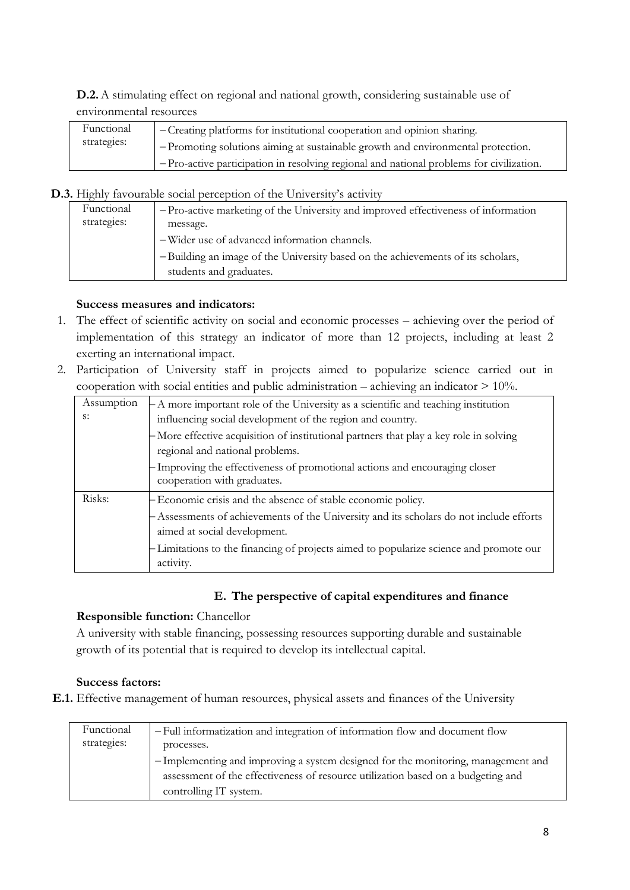**D.2.** A stimulating effect on regional and national growth, considering sustainable use of environmental resources

| Functional strategies: | – Creating platforms for institutional cooperation and opinion sharing.<br>– Promoting solutions aiming at sustainable growth and environmental protection.<br>– Pro-active participation in resolving regional and national problems for civilization. |
|---|---|

**D.3.** Highly favourable social perception of the University's activity

| Functional strategies: | – Pro-active marketing of the University and improved effectiveness of information message.<br>– Wider use of advanced information channels.<br>– Building an image of the University based on the achievements of its scholars, students and graduates. |
|---|---|

**Success measures and indicators:**

1. The effect of scientific activity on social and economic processes – achieving over the period of implementation of this strategy an indicator of more than 12 projects, including at least 2 exerting an international impact.
2. Participation of University staff in projects aimed to popularize science carried out in cooperation with social entities and public administration – achieving an indicator > 10%.

| Assumptions: | – A more important role of the University as a scientific and teaching institution influencing social development of the region and country.<br>– More effective acquisition of institutional partners that play a key role in solving regional and national problems.<br>– Improving the effectiveness of promotional actions and encouraging closer cooperation with graduates. |
|---|---|
| Risks: | – Economic crisis and the absence of stable economic policy.<br>– Assessments of achievements of the University and its scholars do not include efforts aimed at social development.<br>– Limitations to the financing of projects aimed to popularize science and promote our activity. |

## E. The perspective of capital expenditures and finance

**Responsible function:** Chancellor

A university with stable financing, possessing resources supporting durable and sustainable growth of its potential that is required to develop its intellectual capital.

**Success factors:**

**E.1.** Effective management of human resources, physical assets and finances of the University

| Functional strategies: | – Full informatization and integration of information flow and document flow processes.<br>– Implementing and improving a system designed for the monitoring, management and assessment of the effectiveness of resource utilization based on a budgeting and controlling IT system. |
|---|---|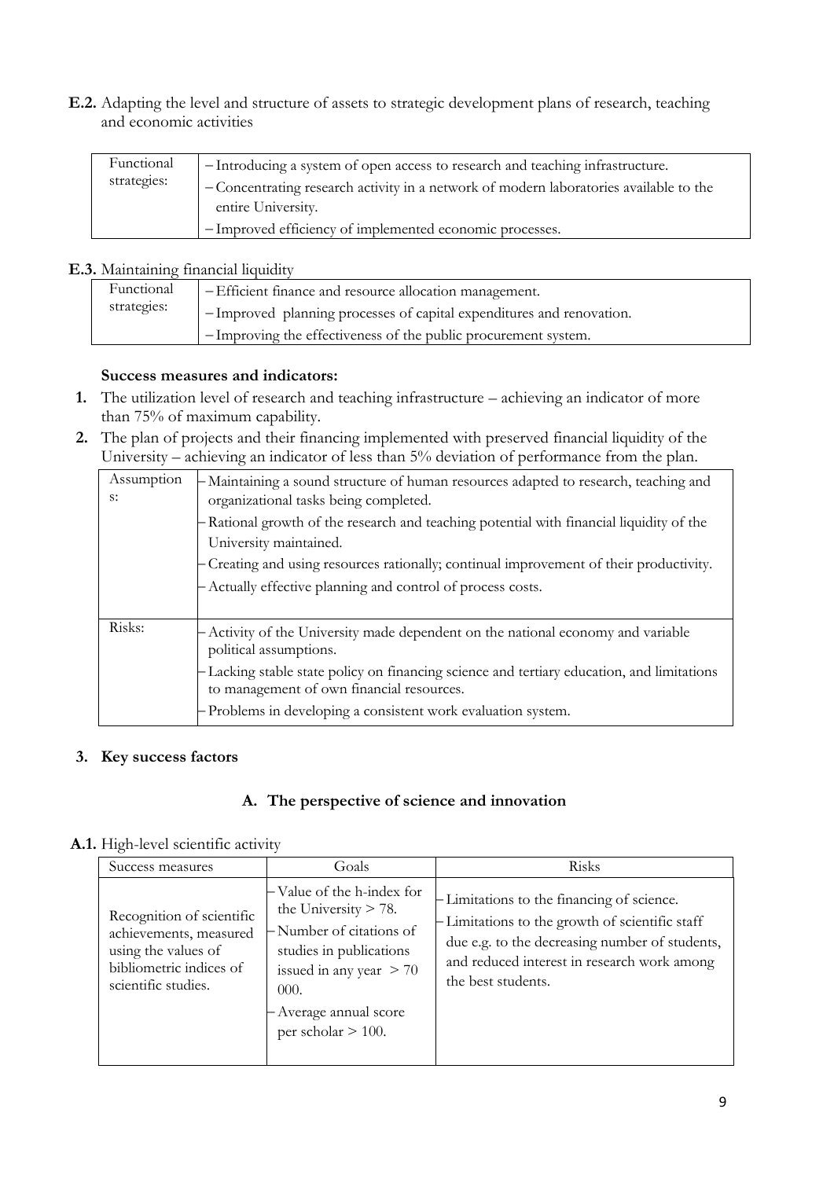**E.2.** Adapting the level and structure of assets to strategic development plans of research, teaching and economic activities

| Functional strategies: | – Introducing a system of open access to research and teaching infrastructure.<br>– Concentrating research activity in a network of modern laboratories available to the entire University.<br>– Improved efficiency of implemented economic processes. |
|---|---|

**E.3.** Maintaining financial liquidity

| Functional strategies: | – Efficient finance and resource allocation management.<br>– Improved planning processes of capital expenditures and renovation.<br>– Improving the effectiveness of the public procurement system. |
|---|---|

**Success measures and indicators:**

1. The utilization level of research and teaching infrastructure – achieving an indicator of more than 75% of maximum capability.
2. The plan of projects and their financing implemented with preserved financial liquidity of the University – achieving an indicator of less than 5% deviation of performance from the plan.

| Assumptions: | – Maintaining a sound structure of human resources adapted to research, teaching and organizational tasks being completed.<br>– Rational growth of the research and teaching potential with financial liquidity of the University maintained.<br>– Creating and using resources rationally; continual improvement of their productivity.<br>– Actually effective planning and control of process costs. |
|---|---|
| Risks: | – Activity of the University made dependent on the national economy and variable political assumptions.<br>– Lacking stable state policy on financing science and tertiary education, and limitations to management of own financial resources.<br>– Problems in developing a consistent work evaluation system. |

3. **Key success factors**

### A. The perspective of science and innovation

**A.1.** High-level scientific activity

| Success measures | Goals | Risks |
|---|---|---|
| Recognition of scientific achievements, measured using the values of bibliometric indices of scientific studies. | – Value of the h-index for the University > 78.<br>– Number of citations of studies in publications issued in any year > 70 000.<br>– Average annual score per scholar > 100. | – Limitations to the financing of science.<br>– Limitations to the growth of scientific staff due e.g. to the decreasing number of students, and reduced interest in research work among the best students. |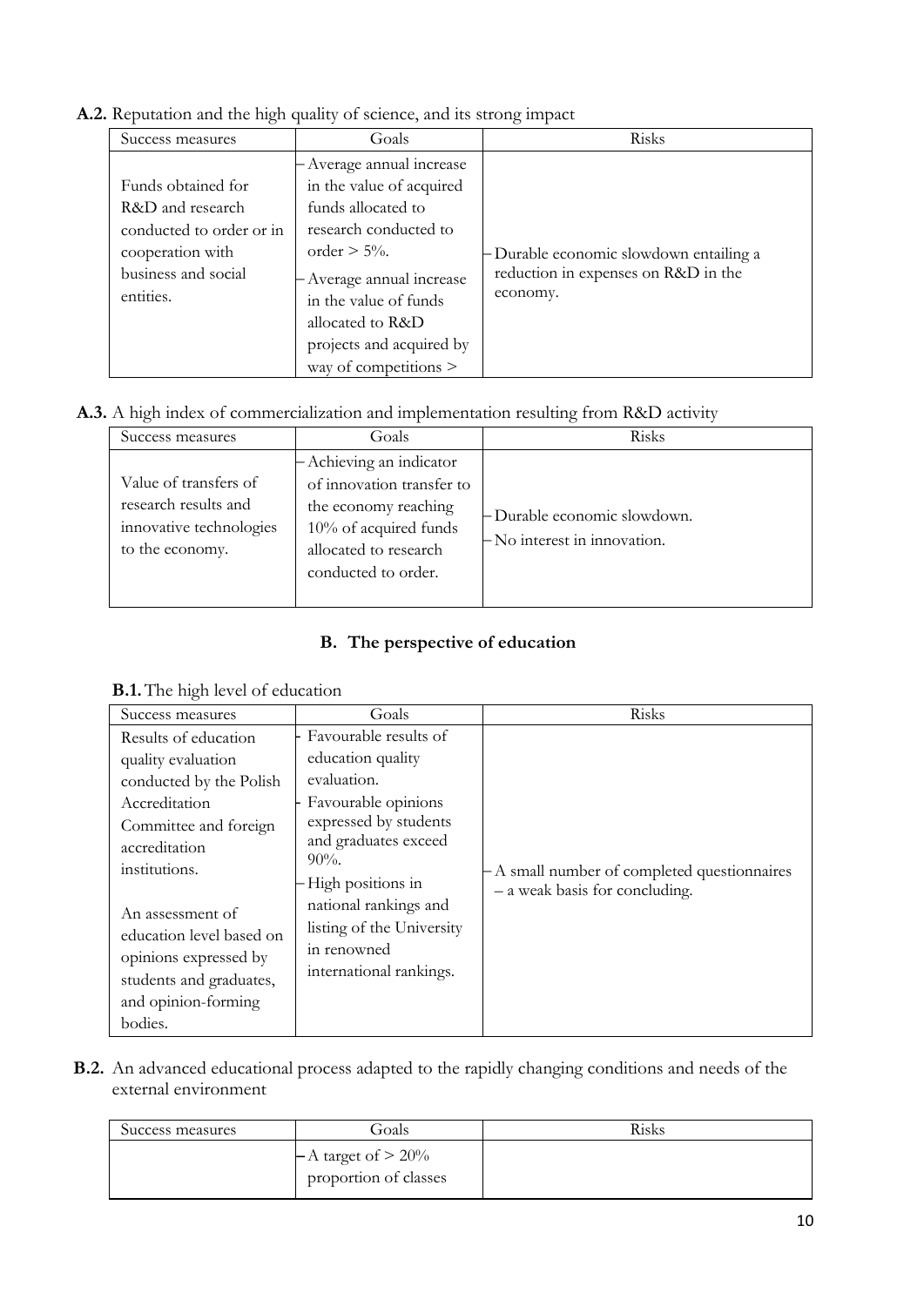**A.2.** Reputation and the high quality of science, and its strong impact

| Success measures | Goals | Risks |
|---|---|---|
| Funds obtained for R&D and research conducted to order or in cooperation with business and social entities. | – Average annual increase in the value of acquired funds allocated to research conducted to order > 5%.<br>– Average annual increase in the value of funds allocated to R&D projects and acquired by way of competitions > | – Durable economic slowdown entailing a reduction in expenses on R&D in the economy. |

**A.3.** A high index of commercialization and implementation resulting from R&D activity

| Success measures | Goals | Risks |
|---|---|---|
| Value of transfers of research results and innovative technologies to the economy. | – Achieving an indicator of innovation transfer to the economy reaching 10% of acquired funds allocated to research conducted to order. | – Durable economic slowdown.<br>– No interest in innovation. |

## B. The perspective of education

**B.1.** The high level of education

| Success measures | Goals | Risks |
|---|---|---|
| Results of education quality evaluation conducted by the Polish Accreditation Committee and foreign accreditation institutions.<br><br>An assessment of education level based on opinions expressed by students and graduates, and opinion-forming bodies. | - Favourable results of education quality evaluation.<br>- Favourable opinions expressed by students and graduates exceed 90%.<br>– High positions in national rankings and listing of the University in renowned international rankings. | – A small number of completed questionnaires – a weak basis for concluding. |

**B.2.** An advanced educational process adapted to the rapidly changing conditions and needs of the external environment

| Success measures | Goals | Risks |
|---|---|---|
| | – A target of > 20% proportion of classes | |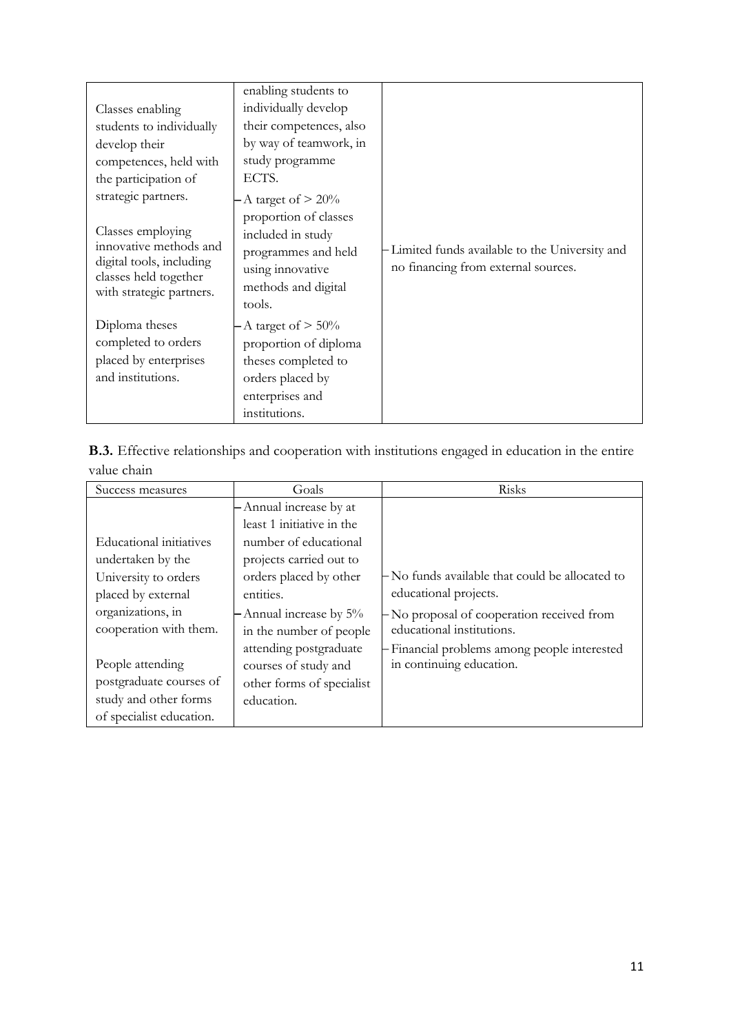| | | |
|---|---|---|
| Classes enabling students to individually develop their competences, held with the participation of strategic partners.<br><br>Classes employing innovative methods and digital tools, including classes held together with strategic partners.<br><br>Diploma theses completed to orders placed by enterprises and institutions. | enabling students to individually develop their competences, also by way of teamwork, in study programme ECTS.<br>– A target of > 20% proportion of classes included in study programmes and held using innovative methods and digital tools.<br>– A target of > 50% proportion of diploma theses completed to orders placed by enterprises and institutions. | – Limited funds available to the University and no financing from external sources. |

**B.3.** Effective relationships and cooperation with institutions engaged in education in the entire value chain

| Success measures | Goals | Risks |
|---|---|---|
| Educational initiatives undertaken by the University to orders placed by external organizations, in cooperation with them.<br><br>People attending postgraduate courses of study and other forms of specialist education. | – Annual increase by at least 1 initiative in the number of educational projects carried out to orders placed by other entities.<br>– Annual increase by 5% in the number of people attending postgraduate courses of study and other forms of specialist education. | – No funds available that could be allocated to educational projects.<br>– No proposal of cooperation received from educational institutions.<br>– Financial problems among people interested in continuing education. |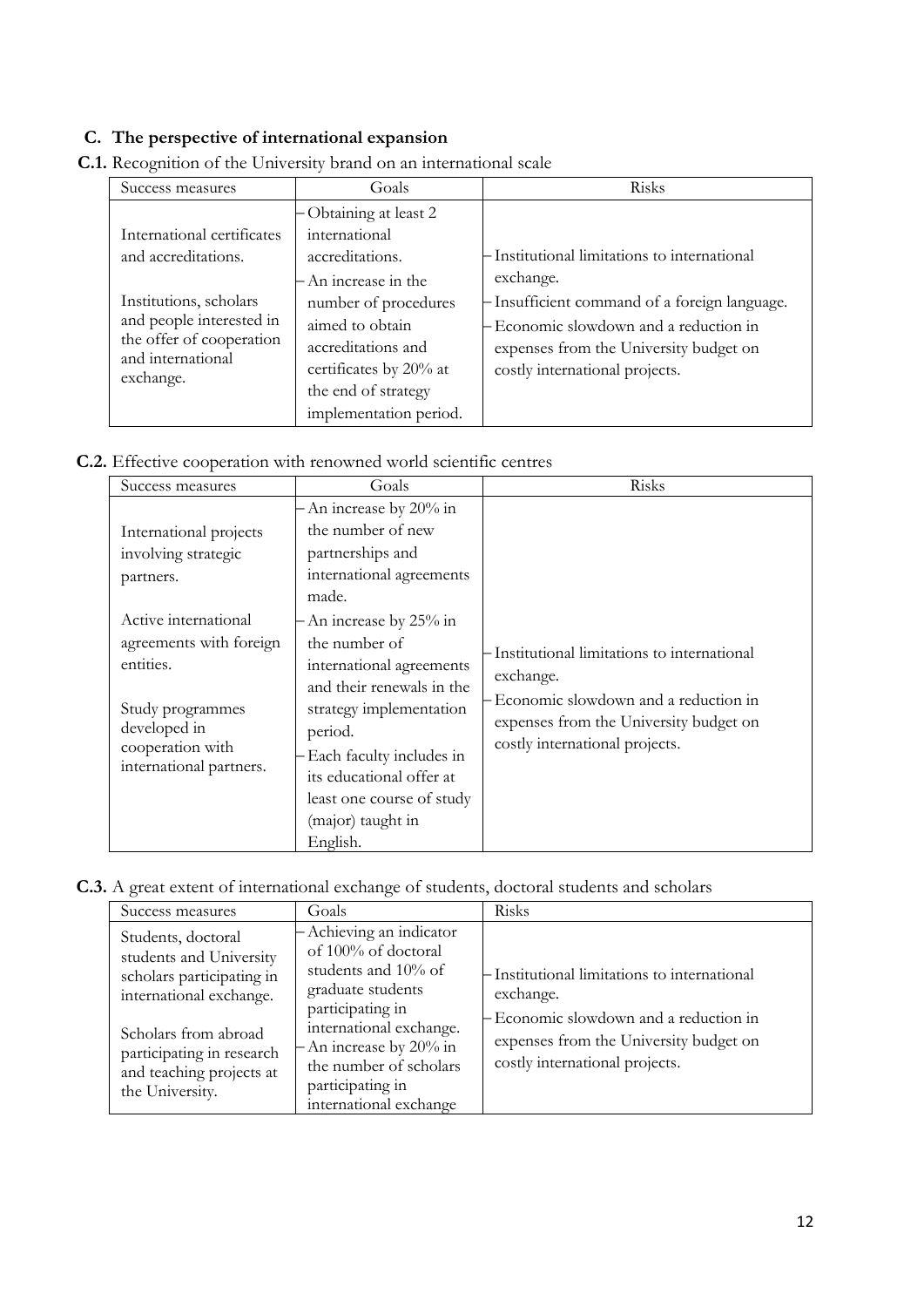## C. The perspective of international expansion

**C.1.** Recognition of the University brand on an international scale

| Success measures | Goals | Risks |
|---|---|---|
| International certificates and accreditations.<br><br>Institutions, scholars and people interested in the offer of cooperation and international exchange. | – Obtaining at least 2 international accreditations.<br>– An increase in the number of procedures aimed to obtain accreditations and certificates by 20% at the end of strategy implementation period. | – Institutional limitations to international exchange.<br>– Insufficient command of a foreign language.<br>– Economic slowdown and a reduction in expenses from the University budget on costly international projects. |

**C.2.** Effective cooperation with renowned world scientific centres

| Success measures | Goals | Risks |
|---|---|---|
| International projects involving strategic partners.<br><br>Active international agreements with foreign entities.<br><br>Study programmes developed in cooperation with international partners. | – An increase by 20% in the number of new partnerships and international agreements made.<br>– An increase by 25% in the number of international agreements and their renewals in the strategy implementation period.<br>– Each faculty includes in its educational offer at least one course of study (major) taught in English. | – Institutional limitations to international exchange.<br>– Economic slowdown and a reduction in expenses from the University budget on costly international projects. |

**C.3.** A great extent of international exchange of students, doctoral students and scholars

| Success measures | Goals | Risks |
|---|---|---|
| Students, doctoral students and University scholars participating in international exchange.<br><br>Scholars from abroad participating in research and teaching projects at the University. | – Achieving an indicator of 100% of doctoral students and 10% of graduate students participating in international exchange.<br>– An increase by 20% in the number of scholars participating in international exchange | – Institutional limitations to international exchange.<br>– Economic slowdown and a reduction in expenses from the University budget on costly international projects. |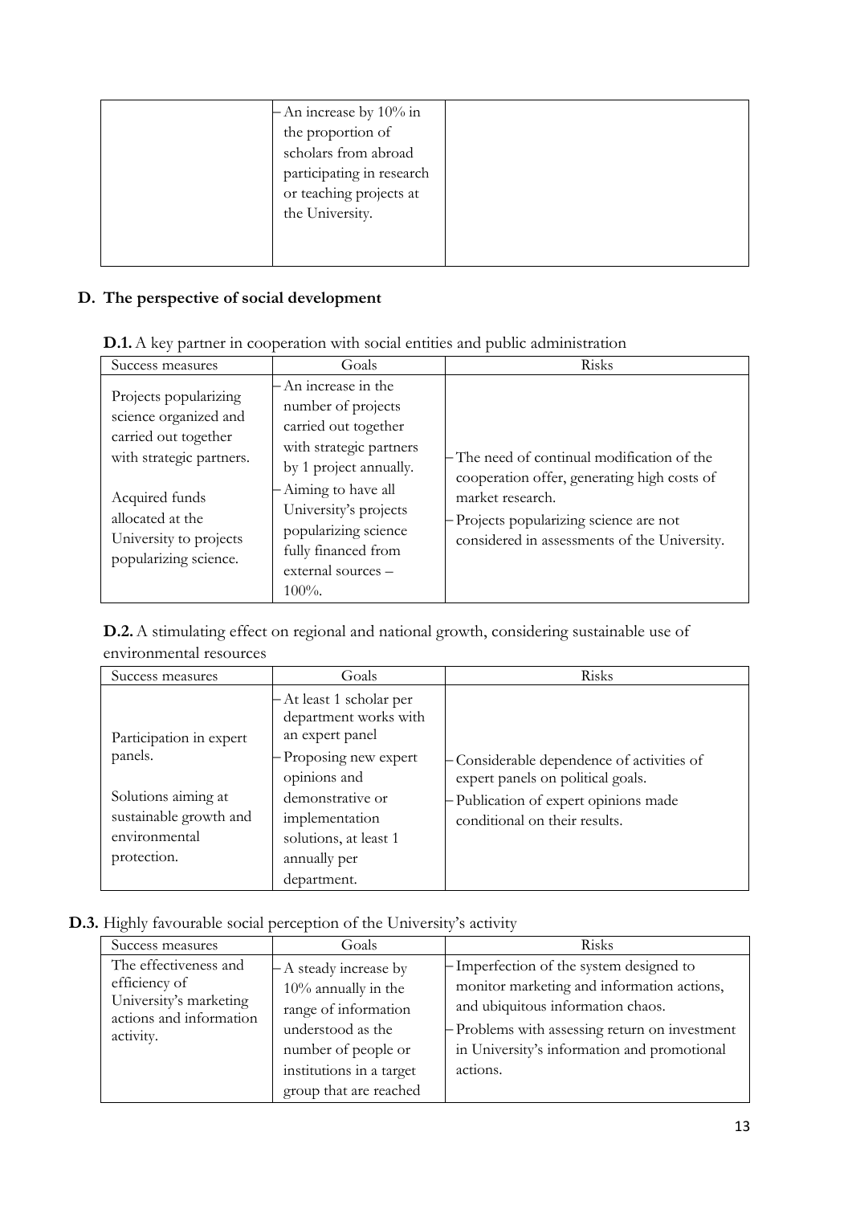| | – An increase by 10% in the proportion of scholars from abroad participating in research or teaching projects at the University. | |
|---|---|---|

## D. The perspective of social development

**D.1.** A key partner in cooperation with social entities and public administration

| Success measures | Goals | Risks |
|---|---|---|
| Projects popularizing science organized and carried out together with strategic partners.<br><br>Acquired funds allocated at the University to projects popularizing science. | – An increase in the number of projects carried out together with strategic partners by 1 project annually.<br>– Aiming to have all University's projects popularizing science fully financed from external sources – 100%. | – The need of continual modification of the cooperation offer, generating high costs of market research.<br>– Projects popularizing science are not considered in assessments of the University. |

**D.2.** A stimulating effect on regional and national growth, considering sustainable use of environmental resources

| Success measures | Goals | Risks |
|---|---|---|
| Participation in expert panels.<br><br>Solutions aiming at sustainable growth and environmental protection. | – At least 1 scholar per department works with an expert panel<br>– Proposing new expert opinions and demonstrative or implementation solutions, at least 1 annually per department. | – Considerable dependence of activities of expert panels on political goals.<br>– Publication of expert opinions made conditional on their results. |

**D.3.** Highly favourable social perception of the University's activity

| Success measures | Goals | Risks |
|---|---|---|
| The effectiveness and efficiency of University's marketing actions and information activity. | – A steady increase by 10% annually in the range of information understood as the number of people or institutions in a target group that are reached | – Imperfection of the system designed to monitor marketing and information actions, and ubiquitous information chaos.<br>– Problems with assessing return on investment in University's information and promotional actions. |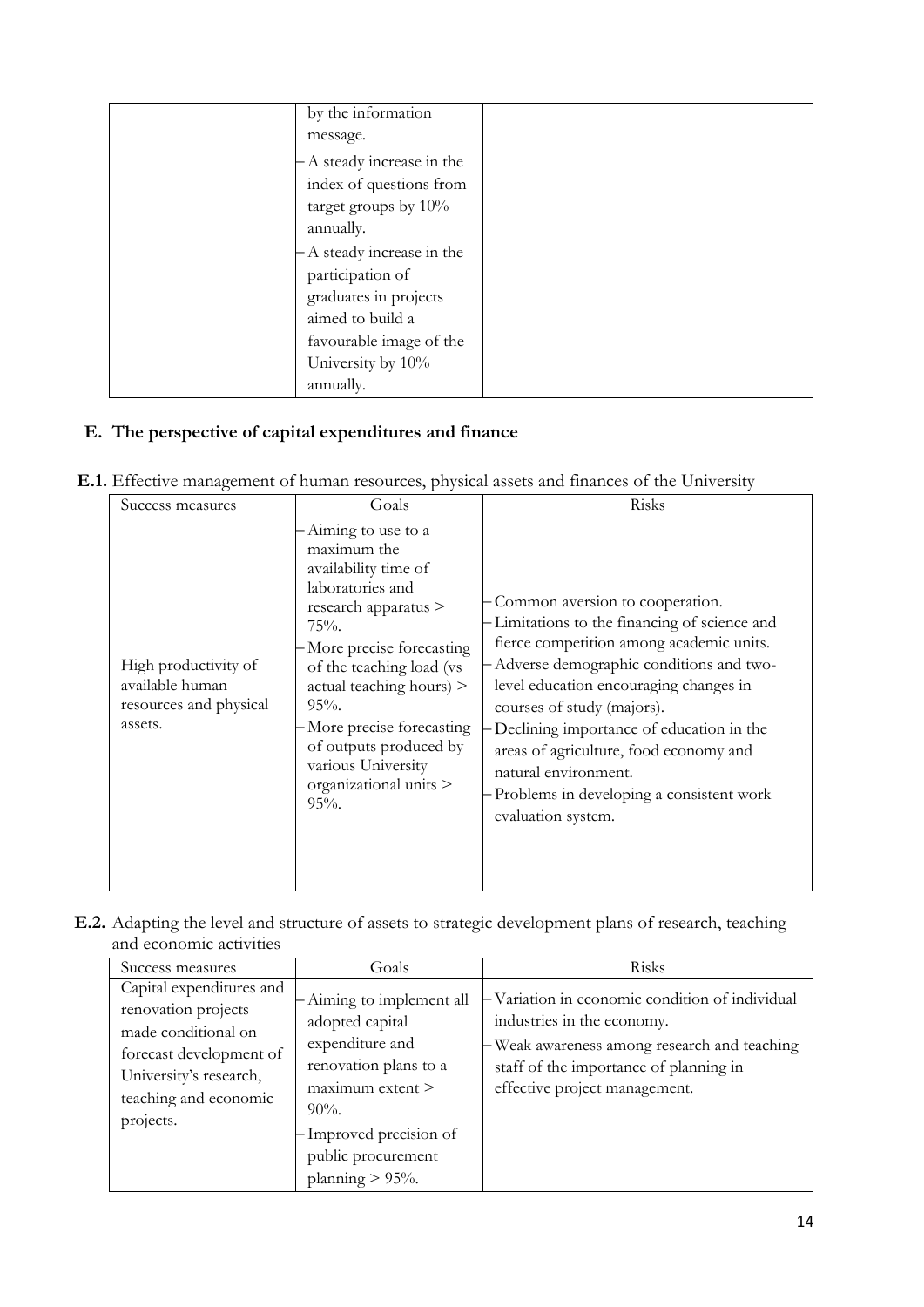| | | |
|---|---|---|
| | by the information message.<br>– A steady increase in the index of questions from target groups by 10% annually.<br>– A steady increase in the participation of graduates in projects aimed to build a favourable image of the University by 10% annually. | |

## E. The perspective of capital expenditures and finance

**E.1.** Effective management of human resources, physical assets and finances of the University

| Success measures | Goals | Risks |
|---|---|---|
| High productivity of available human resources and physical assets. | – Aiming to use to a maximum the availability time of laboratories and research apparatus > 75%.<br>– More precise forecasting of the teaching load (vs actual teaching hours) > 95%.<br>– More precise forecasting of outputs produced by various University organizational units > 95%. | – Common aversion to cooperation.<br>– Limitations to the financing of science and fierce competition among academic units.<br>– Adverse demographic conditions and two-level education encouraging changes in courses of study (majors).<br>– Declining importance of education in the areas of agriculture, food economy and natural environment.<br>– Problems in developing a consistent work evaluation system. |

**E.2.** Adapting the level and structure of assets to strategic development plans of research, teaching and economic activities

| Success measures | Goals | Risks |
|---|---|---|
| Capital expenditures and renovation projects made conditional on forecast development of University's research, teaching and economic projects. | – Aiming to implement all adopted capital expenditure and renovation plans to a maximum extent > 90%.<br>– Improved precision of public procurement planning > 95%. | – Variation in economic condition of individual industries in the economy.<br>– Weak awareness among research and teaching staff of the importance of planning in effective project management. |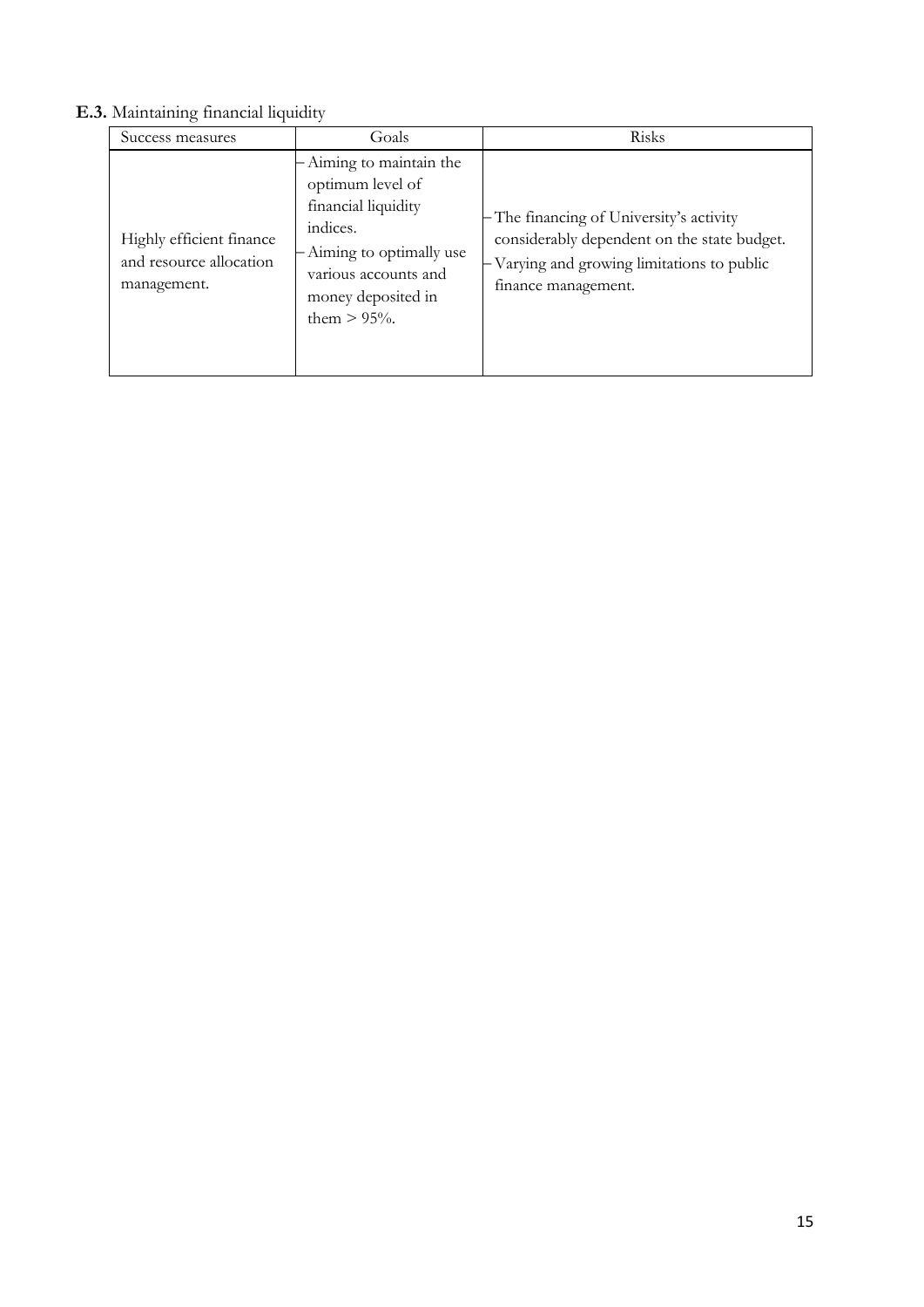**E.3.** Maintaining financial liquidity

| Success measures | Goals | Risks |
|---|---|---|
| Highly efficient finance and resource allocation management. | – Aiming to maintain the optimum level of financial liquidity indices.<br>– Aiming to optimally use various accounts and money deposited in them > 95%. | – The financing of University's activity considerably dependent on the state budget.<br>– Varying and growing limitations to public finance management. |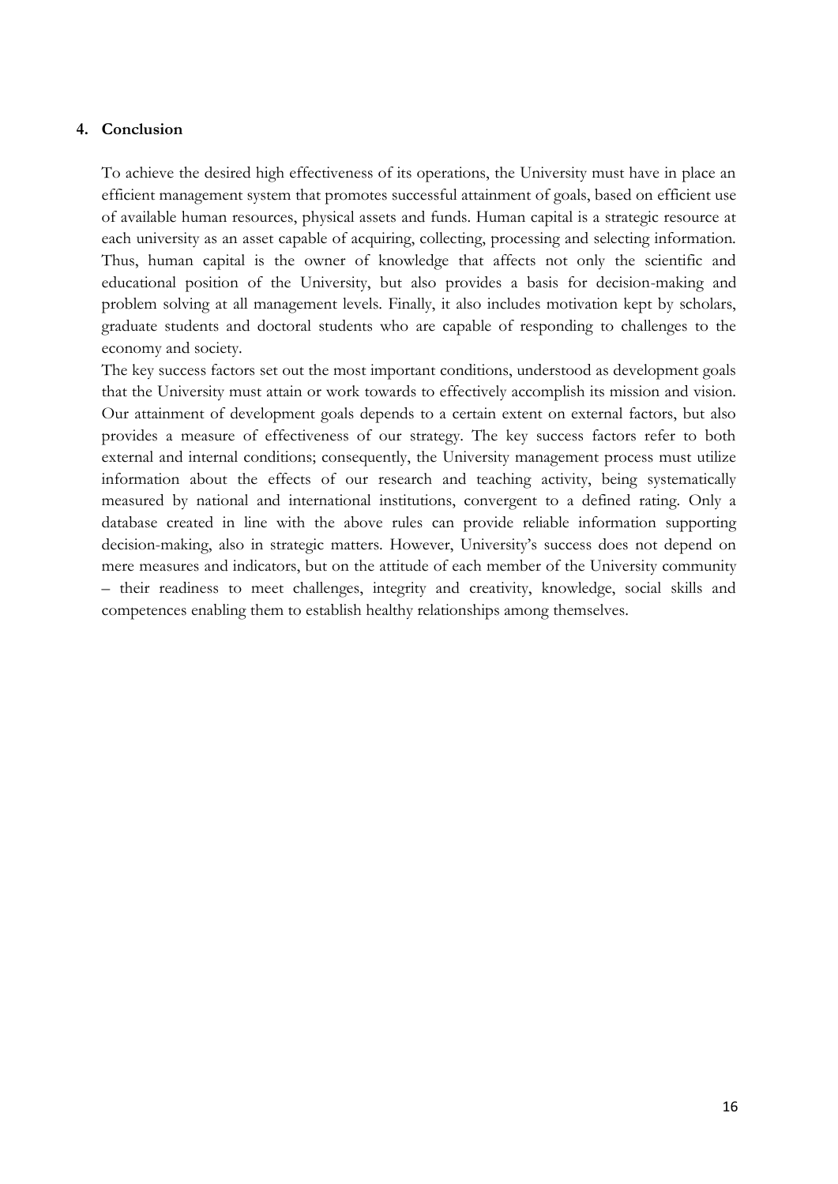## 4. Conclusion

To achieve the desired high effectiveness of its operations, the University must have in place an efficient management system that promotes successful attainment of goals, based on efficient use of available human resources, physical assets and funds. Human capital is a strategic resource at each university as an asset capable of acquiring, collecting, processing and selecting information. Thus, human capital is the owner of knowledge that affects not only the scientific and educational position of the University, but also provides a basis for decision-making and problem solving at all management levels. Finally, it also includes motivation kept by scholars, graduate students and doctoral students who are capable of responding to challenges to the economy and society.

The key success factors set out the most important conditions, understood as development goals that the University must attain or work towards to effectively accomplish its mission and vision. Our attainment of development goals depends to a certain extent on external factors, but also provides a measure of effectiveness of our strategy. The key success factors refer to both external and internal conditions; consequently, the University management process must utilize information about the effects of our research and teaching activity, being systematically measured by national and international institutions, convergent to a defined rating. Only a database created in line with the above rules can provide reliable information supporting decision-making, also in strategic matters. However, University's success does not depend on mere measures and indicators, but on the attitude of each member of the University community – their readiness to meet challenges, integrity and creativity, knowledge, social skills and competences enabling them to establish healthy relationships among themselves.